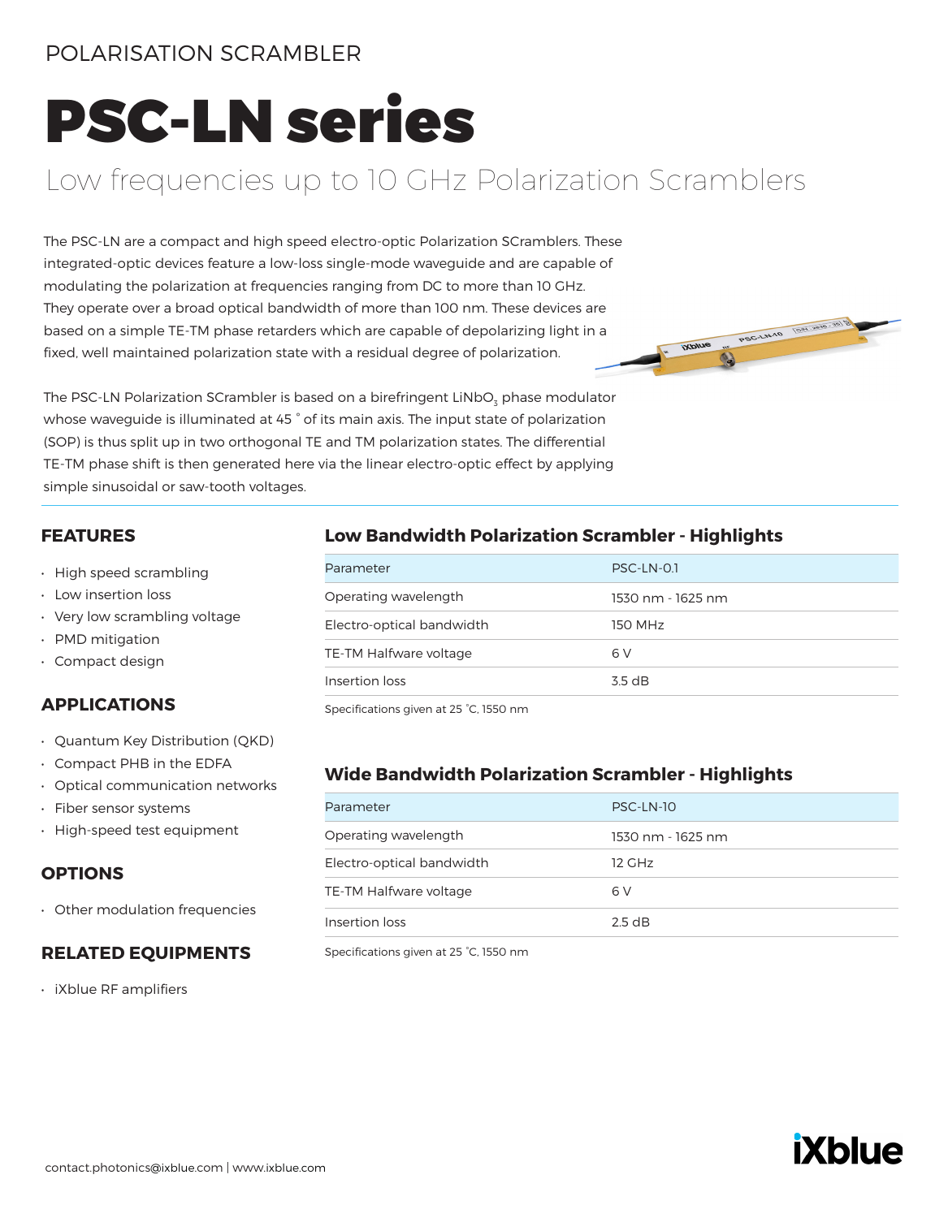POLARISATION SCRAMBLER

# PSC-LN series

## Low frequencies up to 10 GHz Polarization Scramblers

The PSC-LN are a compact and high speed electro-optic Polarization SCramblers. These integrated-optic devices feature a low-loss single-mode waveguide and are capable of modulating the polarization at frequencies ranging from DC to more than 10 GHz. They operate over a broad optical bandwidth of more than 100 nm. These devices are based on a simple TE-TM phase retarders which are capable of depolarizing light in a fixed, well maintained polarization state with a residual degree of polarization.

The PSC-LN Polarization SCrambler is based on a birefringent $LiNbO_3$ phase modulator whose waveguide is illuminated at 45 ° of its main axis. The input state of polarization (SOP) is thus split up in two orthogonal TE and TM polarization states. The differential TE-TM phase shift is then generated here via the linear electro-optic effect by applying simple sinusoidal or saw-tooth voltages.

### FEATURES

- High speed scrambling
- Low insertion loss
- Very low scrambling voltage
- PMD mitigation
- Compact design

### APPLICATIONS

- Quantum Key Distribution (QKD)
- Compact PHB in the EDFA
- Optical communication networks
- Fiber sensor systems
- High-speed test equipment

### OPTIONS

- Other modulation frequencies

### RELATED EQUIPMENTS

- iXblue RF amplifiers

### Low Bandwidth Polarization Scrambler - Highlights

| Parameter | PSC-LN-0.1 |
|---|---|
| Operating wavelength | 1530 nm - 1625 nm |
| Electro-optical bandwidth | 150 MHz |
| TE-TM Halfware voltage | 6 V |
| Insertion loss | 3.5 dB |

Specifications given at 25 °C, 1550 nm

### Wide Bandwidth Polarization Scrambler - Highlights

| Parameter | PSC-LN-10 |
|---|---|
| Operating wavelength | 1530 nm - 1625 nm |
| Electro-optical bandwidth | 12 GHz |
| TE-TM Halfware voltage | 6 V |
| Insertion loss | 2.5 dB |

Specifications given at 25 °C, 1550 nm

contact.photonics@ixblue.com | www.ixblue.com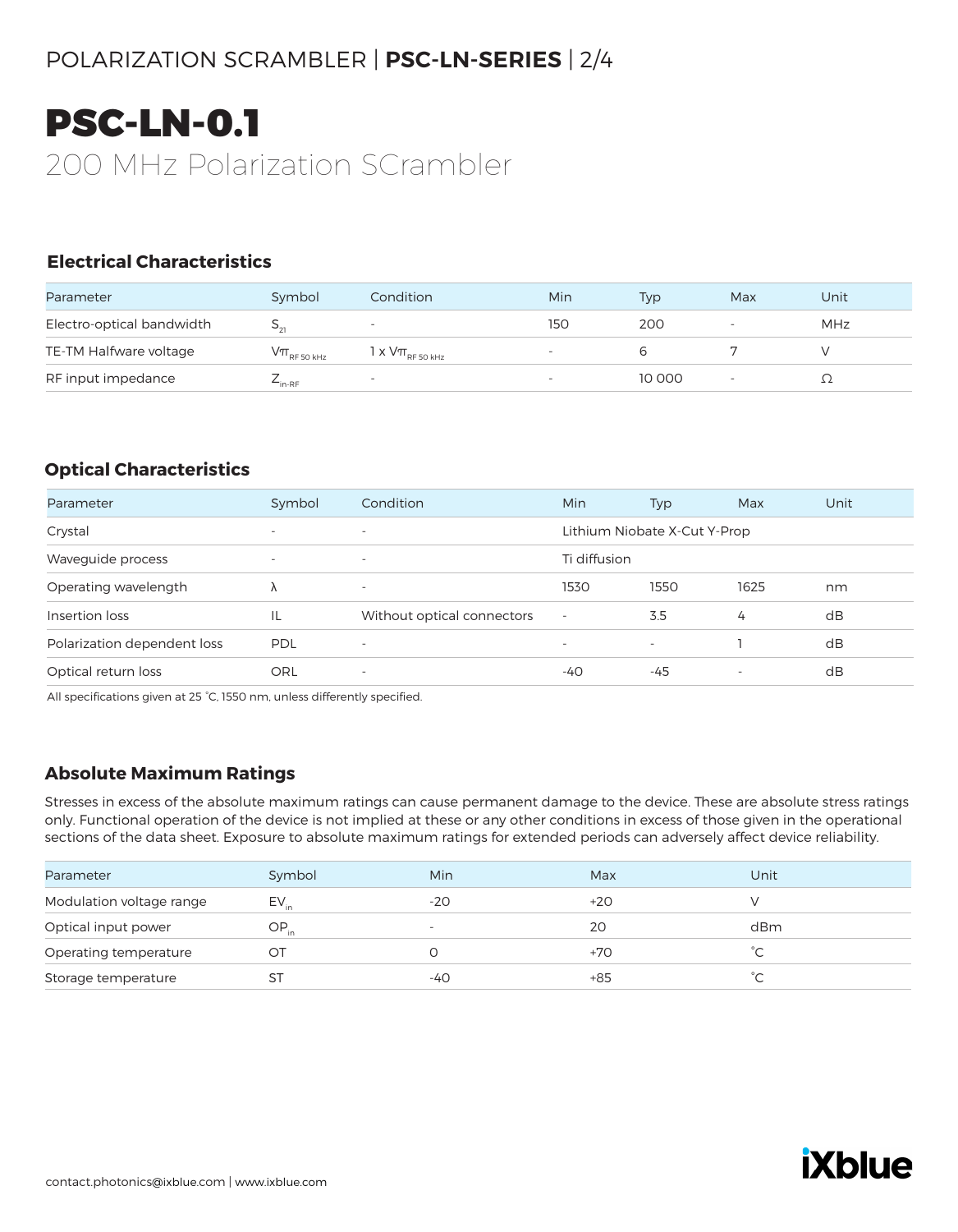# PSC-LN-0.1

200 MHz Polarization SCrambler

### Electrical Characteristics

| Parameter | Symbol | Condition | Min | Typ | Max | Unit |
|---|---|---|---|---|---|---|
| Electro-optical bandwidth | $S_{21}$ | - | 150 | 200 | - | MHz |
| TE-TM Halfware voltage | $V\pi_{RF\ 50\ kHz}$ | $1 \times V\pi_{RF\ 50\ kHz}$ | - | 6 | 7 | V |
| RF input impedance | $Z_{in\text{-}RF}$ | - | - | 10 000 | - | Ω |

### Optical Characteristics

| Parameter | Symbol | Condition | Min | Typ | Max | Unit |
|---|---|---|---|---|---|---|
| Crystal | - | - | Lithium Niobate X-Cut Y-Prop | | | |
| Waveguide process | - | - | Ti diffusion | | | |
| Operating wavelength | λ | - | 1530 | 1550 | 1625 | nm |
| Insertion loss | IL | Without optical connectors | - | 3.5 | 4 | dB |
| Polarization dependent loss | PDL | - | - | - | 1 | dB |
| Optical return loss | ORL | - | -40 | -45 | - | dB |

All specifications given at 25 °C, 1550 nm, unless differently specified.

### Absolute Maximum Ratings

Stresses in excess of the absolute maximum ratings can cause permanent damage to the device. These are absolute stress ratings only. Functional operation of the device is not implied at these or any other conditions in excess of those given in the operational sections of the data sheet. Exposure to absolute maximum ratings for extended periods can adversely affect device reliability.

| Parameter | Symbol | Min | Max | Unit |
|---|---|---|---|---|
| Modulation voltage range | $EV_{in}$ | -20 | +20 | V |
| Optical input power | $OP_{in}$ | - | 20 | dBm |
| Operating temperature | OT | 0 | +70 | °C |
| Storage temperature | ST | -40 | +85 | °C |

contact.photonics@ixblue.com | www.ixblue.com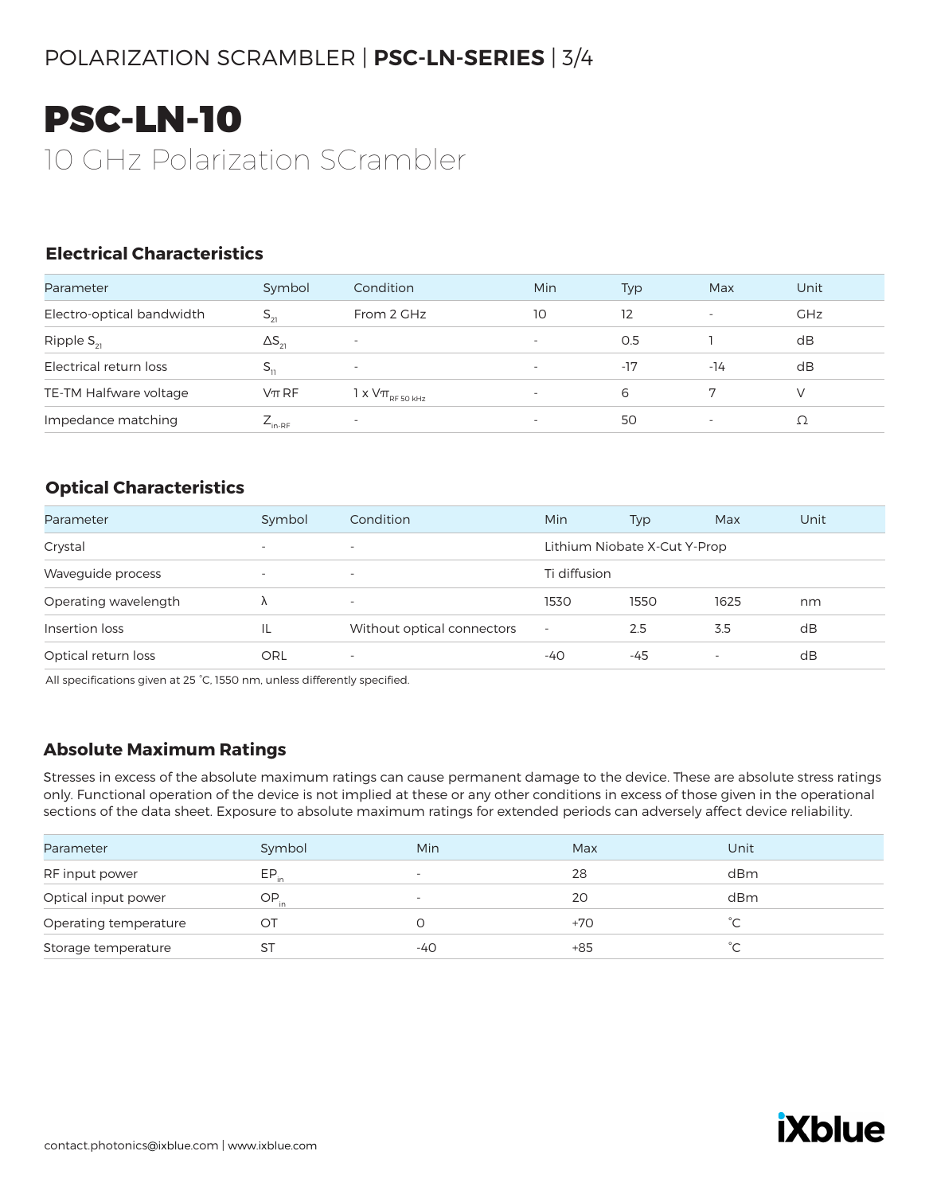# PSC-LN-10

## 10 GHz Polarization SCrambler

### Electrical Characteristics

| Parameter | Symbol | Condition | Min | Typ | Max | Unit |
|---|---|---|---|---|---|---|
| Electro-optical bandwidth | $S_{21}$ | From 2 GHz | 10 | 12 | - | GHz |
| Ripple $S_{21}$ | $\Delta S_{21}$ | - | - | 0.5 | 1 | dB |
| Electrical return loss | $S_{11}$ | - | - | -17 | -14 | dB |
| TE-TM Halfware voltage | Vπ RF | 1 x $V\pi_{RF\ 50\ kHz}$ | - | 6 | 7 | V |
| Impedance matching | $Z_{in\text{-}RF}$ | - | - | 50 | - | Ω |

### Optical Characteristics

| Parameter | Symbol | Condition | Min | Typ | Max | Unit |
|---|---|---|---|---|---|---|
| Crystal | - | - | Lithium Niobate X-Cut Y-Prop | | | |
| Waveguide process | - | - | Ti diffusion | | | |
| Operating wavelength | λ | - | 1530 | 1550 | 1625 | nm |
| Insertion loss | IL | Without optical connectors | - | 2.5 | 3.5 | dB |
| Optical return loss | ORL | - | -40 | -45 | - | dB |

All specifications given at 25 °C, 1550 nm, unless differently specified.

### Absolute Maximum Ratings

Stresses in excess of the absolute maximum ratings can cause permanent damage to the device. These are absolute stress ratings only. Functional operation of the device is not implied at these or any other conditions in excess of those given in the operational sections of the data sheet. Exposure to absolute maximum ratings for extended periods can adversely affect device reliability.

| Parameter | Symbol | Min | Max | Unit |
|---|---|---|---|---|
| RF input power | $EP_{in}$ | - | 28 | dBm |
| Optical input power | $OP_{in}$ | - | 20 | dBm |
| Operating temperature | OT | 0 | +70 | °C |
| Storage temperature | ST | -40 | +85 | °C |

contact.photonics@ixblue.com | www.ixblue.com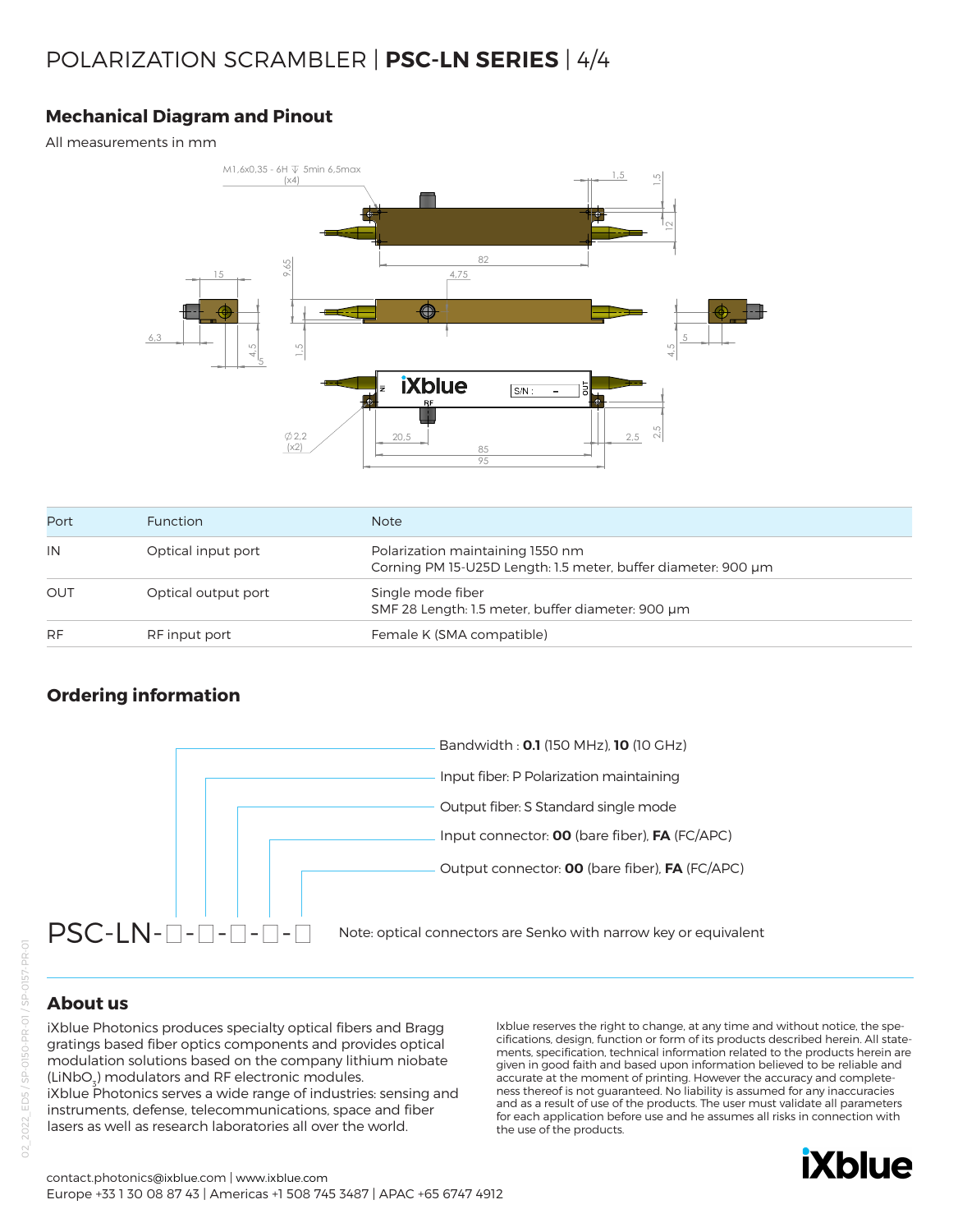## Mechanical Diagram and Pinout

All measurements in mm

M1,6x0,35 - 6H ⊽ 5min 6,5max (x4)

1,5
1,5
12
82
9,65
4,75
15
6,3
4,5
5
1,5
4,5
5
iXblue
IN
S/N : –
OUT
RF
∅2,2 (x2)
20,5
85
95
2,5
2,5

| Port | Function | Note |
|---|---|---|
| IN | Optical input port | Polarization maintaining 1550 nm<br>Corning PM 15-U25D Length: 1.5 meter, buffer diameter: 900 µm |
| OUT | Optical output port | Single mode fiber<br>SMF 28 Length: 1.5 meter, buffer diameter: 900 µm |
| RF | RF input port | Female K (SMA compatible) |

## Ordering information

PSC-LN-□-□-□-□-□

- Bandwidth : **0.1** (150 MHz), **10** (10 GHz)
- Input fiber: P Polarization maintaining
- Output fiber: S Standard single mode
- Input connector: **00** (bare fiber), **FA** (FC/APC)
- Output connector: **00** (bare fiber), **FA** (FC/APC)

Note: optical connectors are Senko with narrow key or equivalent

## About us

iXblue Photonics produces specialty optical fibers and Bragg gratings based fiber optics components and provides optical modulation solutions based on the company lithium niobate ($LiNbO_3$) modulators and RF electronic modules.
iXblue Photonics serves a wide range of industries: sensing and instruments, defense, telecommunications, space and fiber lasers as well as research laboratories all over the world.

Ixblue reserves the right to change, at any time and without notice, the specifications, design, function or form of its products described herein. All statements, specification, technical information related to the products herein are given in good faith and based upon information believed to be reliable and accurate at the moment of printing. However the accuracy and completeness thereof is not guaranteed. No liability is assumed for any inaccuracies and as a result of use of the products. The user must validate all parameters for each application before use and he assumes all risks in connection with the use of the products.

iXblue

contact.photonics@ixblue.com | www.ixblue.com
Europe +33 1 30 08 87 43 | Americas +1 508 745 3487 | APAC +65 6747 4912

02_2022_ED5 / SP-0150-PR-01 / SP-0157-PR-01